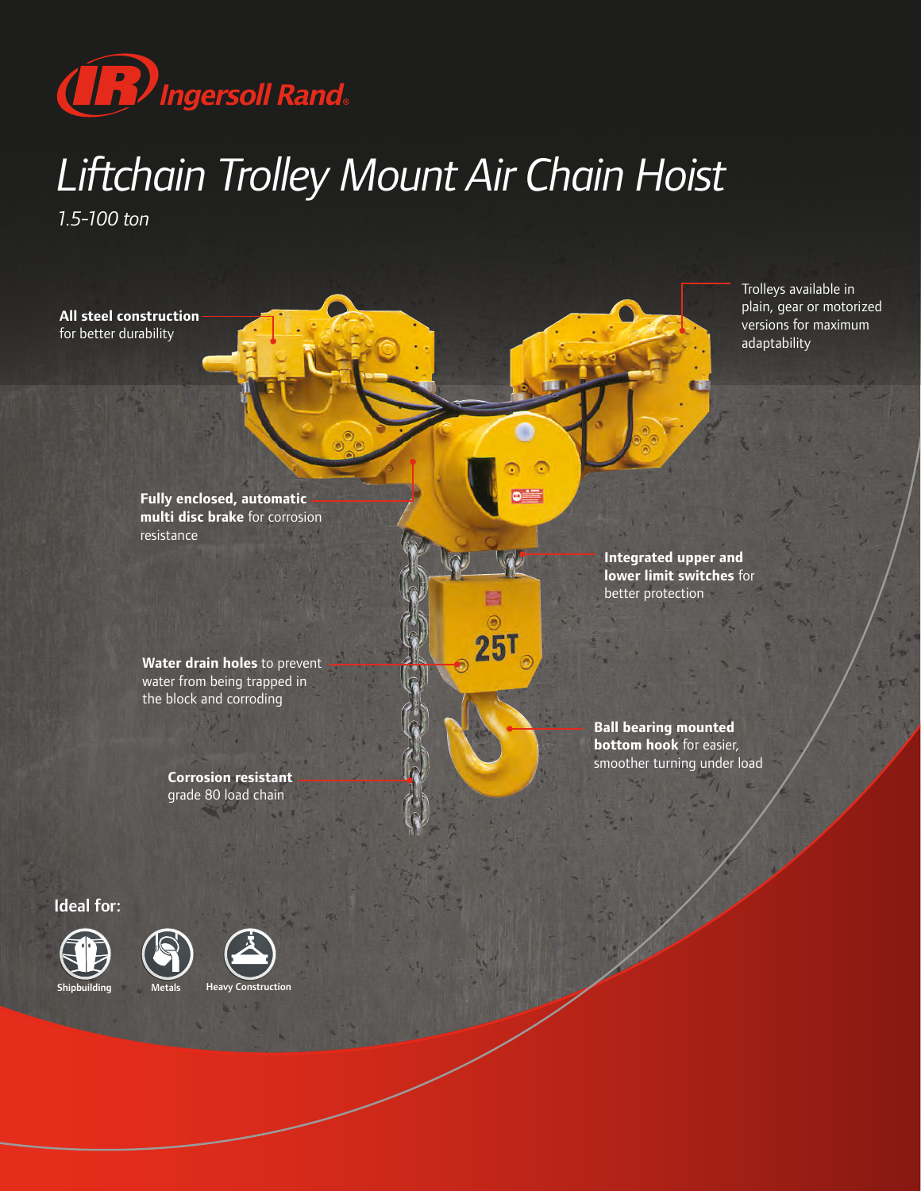Ingersoll Rand

# Liftchain Trolley Mount Air Chain Hoist

*1.5-100 ton*

**All steel construction** for better durability

Trolleys available in plain, gear or motorized versions for maximum adaptability

**Fully enclosed, automatic multi disc brake** for corrosion resistance

**Integrated upper and lower limit switches** for better protection

**Water drain holes** to prevent water from being trapped in the block and corroding

**Ball bearing mounted bottom hook** for easier, smoother turning under load

**Corrosion resistant** grade 80 load chain

## Ideal for:

- Shipbuilding
- Metals
- Heavy Construction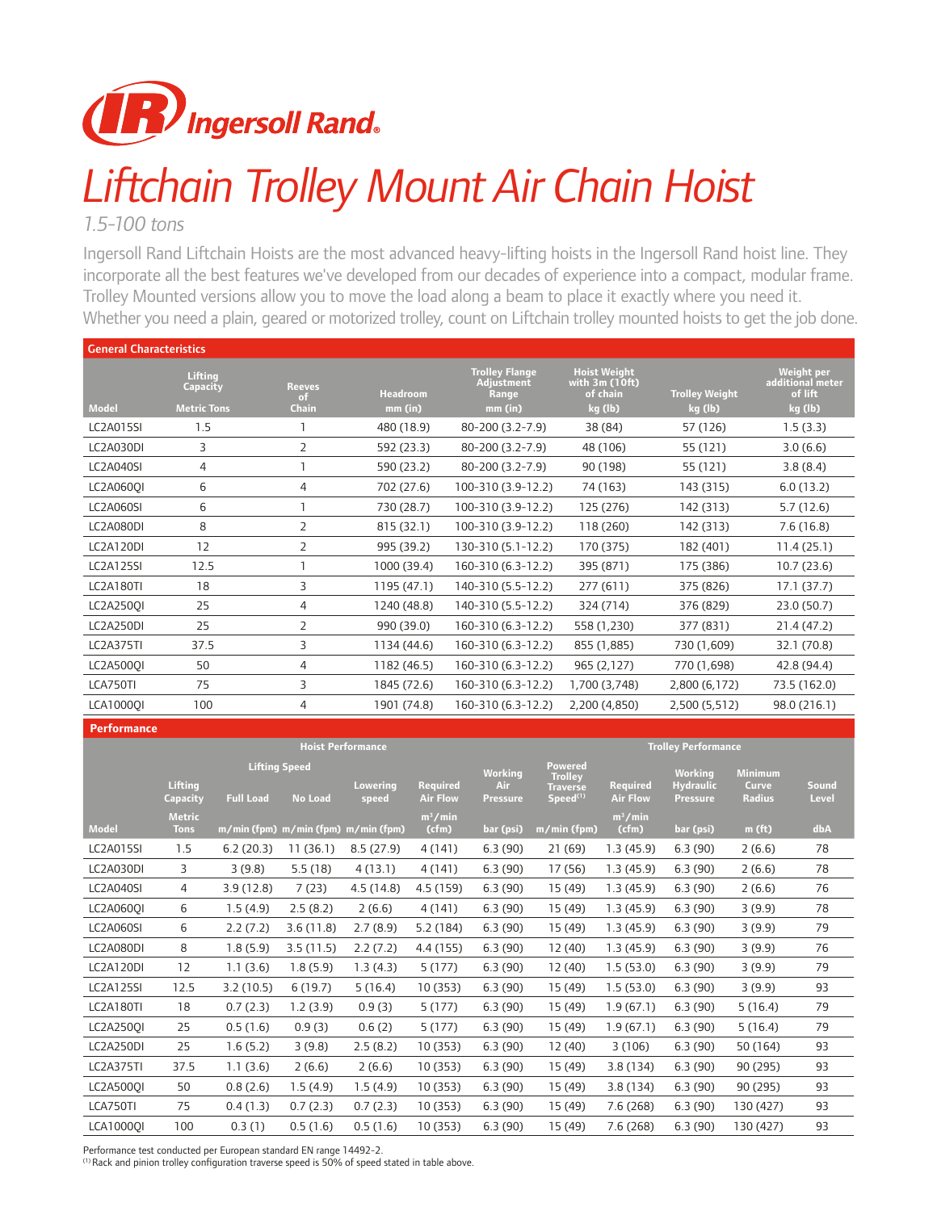Ingersoll Rand

# Liftchain Trolley Mount Air Chain Hoist

*1.5-100 tons*

Ingersoll Rand Liftchain Hoists are the most advanced heavy-lifting hoists in the Ingersoll Rand hoist line. They incorporate all the best features we've developed from our decades of experience into a compact, modular frame. Trolley Mounted versions allow you to move the load along a beam to place it exactly where you need it. Whether you need a plain, geared or motorized trolley, count on Liftchain trolley mounted hoists to get the job done.

## General Characteristics

| Model | Lifting Capacity Metric Tons | Reeves of Chain | Headroom mm (in) | Trolley Flange Adjustment Range mm (in) | Hoist Weight with 3m (10ft) of chain kg (lb) | Trolley Weight kg (lb) | Weight per additional meter of lift kg (lb) |
|---|---|---|---|---|---|---|---|
| LC2A015SI | 1.5 | 1 | 480 (18.9) | 80-200 (3.2-7.9) | 38 (84) | 57 (126) | 1.5 (3.3) |
| LC2A030DI | 3 | 2 | 592 (23.3) | 80-200 (3.2-7.9) | 48 (106) | 55 (121) | 3.0 (6.6) |
| LC2A040SI | 4 | 1 | 590 (23.2) | 80-200 (3.2-7.9) | 90 (198) | 55 (121) | 3.8 (8.4) |
| LC2A060QI | 6 | 4 | 702 (27.6) | 100-310 (3.9-12.2) | 74 (163) | 143 (315) | 6.0 (13.2) |
| LC2A060SI | 6 | 1 | 730 (28.7) | 100-310 (3.9-12.2) | 125 (276) | 142 (313) | 5.7 (12.6) |
| LC2A080DI | 8 | 2 | 815 (32.1) | 100-310 (3.9-12.2) | 118 (260) | 142 (313) | 7.6 (16.8) |
| LC2A120DI | 12 | 2 | 995 (39.2) | 130-310 (5.1-12.2) | 170 (375) | 182 (401) | 11.4 (25.1) |
| LC2A125SI | 12.5 | 1 | 1000 (39.4) | 160-310 (6.3-12.2) | 395 (871) | 175 (386) | 10.7 (23.6) |
| LC2A180TI | 18 | 3 | 1195 (47.1) | 140-310 (5.5-12.2) | 277 (611) | 375 (826) | 17.1 (37.7) |
| LC2A250QI | 25 | 4 | 1240 (48.8) | 140-310 (5.5-12.2) | 324 (714) | 376 (829) | 23.0 (50.7) |
| LC2A250DI | 25 | 2 | 990 (39.0) | 160-310 (6.3-12.2) | 558 (1,230) | 377 (831) | 21.4 (47.2) |
| LC2A375TI | 37.5 | 3 | 1134 (44.6) | 160-310 (6.3-12.2) | 855 (1,885) | 730 (1,609) | 32.1 (70.8) |
| LC2A500QI | 50 | 4 | 1182 (46.5) | 160-310 (6.3-12.2) | 965 (2,127) | 770 (1,698) | 42.8 (94.4) |
| LCA750TI | 75 | 3 | 1845 (72.6) | 160-310 (6.3-12.2) | 1,700 (3,748) | 2,800 (6,172) | 73.5 (162.0) |
| LCA1000QI | 100 | 4 | 1901 (74.8) | 160-310 (6.3-12.2) | 2,200 (4,850) | 2,500 (5,512) | 98.0 (216.1) |

## Performance

| | Hoist Performance | | | | | | Trolley Performance | | | | |
|---|---|---|---|---|---|---|---|---|---|---|---|
| | | Lifting Speed | | | | | | | | | |
| Model | Lifting Capacity Metric Tons | Full Load m/min (fpm) | No Load m/min (fpm) | Lowering speed m/min (fpm) | Required Air Flow m³/min (cfm) | Working Air Pressure bar (psi) | Powered Trolley Traverse Speed[(1)] m/min (fpm) | Required Air Flow m³/min (cfm) | Working Hydraulic Pressure bar (psi) | Minimum Curve Radius m (ft) | Sound Level dbA |
| LC2A015SI | 1.5 | 6.2 (20.3) | 11 (36.1) | 8.5 (27.9) | 4 (141) | 6.3 (90) | 21 (69) | 1.3 (45.9) | 6.3 (90) | 2 (6.6) | 78 |
| LC2A030DI | 3 | 3 (9.8) | 5.5 (18) | 4 (13.1) | 4 (141) | 6.3 (90) | 17 (56) | 1.3 (45.9) | 6.3 (90) | 2 (6.6) | 78 |
| LC2A040SI | 4 | 3.9 (12.8) | 7 (23) | 4.5 (14.8) | 4.5 (159) | 6.3 (90) | 15 (49) | 1.3 (45.9) | 6.3 (90) | 2 (6.6) | 76 |
| LC2A060QI | 6 | 1.5 (4.9) | 2.5 (8.2) | 2 (6.6) | 4 (141) | 6.3 (90) | 15 (49) | 1.3 (45.9) | 6.3 (90) | 3 (9.9) | 78 |
| LC2A060SI | 6 | 2.2 (7.2) | 3.6 (11.8) | 2.7 (8.9) | 5.2 (184) | 6.3 (90) | 15 (49) | 1.3 (45.9) | 6.3 (90) | 3 (9.9) | 79 |
| LC2A080DI | 8 | 1.8 (5.9) | 3.5 (11.5) | 2.2 (7.2) | 4.4 (155) | 6.3 (90) | 12 (40) | 1.3 (45.9) | 6.3 (90) | 3 (9.9) | 76 |
| LC2A120DI | 12 | 1.1 (3.6) | 1.8 (5.9) | 1.3 (4.3) | 5 (177) | 6.3 (90) | 12 (40) | 1.5 (53.0) | 6.3 (90) | 3 (9.9) | 79 |
| LC2A125SI | 12.5 | 3.2 (10.5) | 6 (19.7) | 5 (16.4) | 10 (353) | 6.3 (90) | 15 (49) | 1.5 (53.0) | 6.3 (90) | 3 (9.9) | 93 |
| LC2A180TI | 18 | 0.7 (2.3) | 1.2 (3.9) | 0.9 (3) | 5 (177) | 6.3 (90) | 15 (49) | 1.9 (67.1) | 6.3 (90) | 5 (16.4) | 79 |
| LC2A250QI | 25 | 0.5 (1.6) | 0.9 (3) | 0.6 (2) | 5 (177) | 6.3 (90) | 15 (49) | 1.9 (67.1) | 6.3 (90) | 5 (16.4) | 79 |
| LC2A250DI | 25 | 1.6 (5.2) | 3 (9.8) | 2.5 (8.2) | 10 (353) | 6.3 (90) | 12 (40) | 3 (106) | 6.3 (90) | 50 (164) | 93 |
| LC2A375TI | 37.5 | 1.1 (3.6) | 2 (6.6) | 2 (6.6) | 10 (353) | 6.3 (90) | 15 (49) | 3.8 (134) | 6.3 (90) | 90 (295) | 93 |
| LC2A500QI | 50 | 0.8 (2.6) | 1.5 (4.9) | 1.5 (4.9) | 10 (353) | 6.3 (90) | 15 (49) | 3.8 (134) | 6.3 (90) | 90 (295) | 93 |
| LCA750TI | 75 | 0.4 (1.3) | 0.7 (2.3) | 0.7 (2.3) | 10 (353) | 6.3 (90) | 15 (49) | 7.6 (268) | 6.3 (90) | 130 (427) | 93 |
| LCA1000QI | 100 | 0.3 (1) | 0.5 (1.6) | 0.5 (1.6) | 10 (353) | 6.3 (90) | 15 (49) | 7.6 (268) | 6.3 (90) | 130 (427) | 93 |

Performance test conducted per European standard EN range 14492-2.

[(1)] Rack and pinion trolley configuration traverse speed is 50% of speed stated in table above.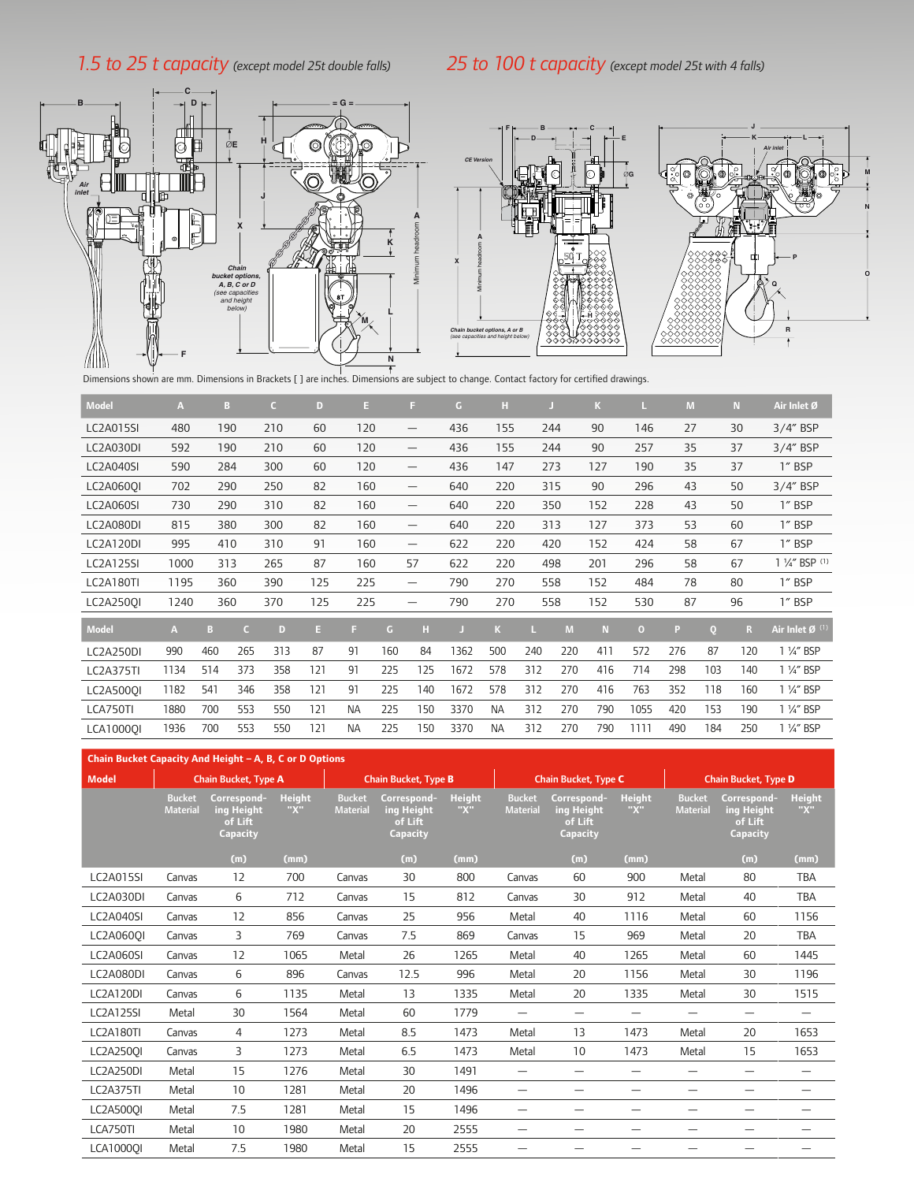*1.5 to 25 t capacity* (except model 25t double falls)

*25 to 100 t capacity* (except model 25t with 4 falls)

Dimensions shown are mm. Dimensions in Brackets [ ] are inches. Dimensions are subject to change. Contact factory for certified drawings.

| Model | A | B | C | D | E | F | G | H | J | K | L | M | N | Air Inlet Ø |
|---|---|---|---|---|---|---|---|---|---|---|---|---|---|---|
| LC2A015SI | 480 | 190 | 210 | 60 | 120 | — | 436 | 155 | 244 | 90 | 146 | 27 | 30 | 3/4" BSP |
| LC2A030DI | 592 | 190 | 210 | 60 | 120 | — | 436 | 155 | 244 | 90 | 257 | 35 | 37 | 3/4" BSP |
| LC2A040SI | 590 | 284 | 300 | 60 | 120 | — | 436 | 147 | 273 | 127 | 190 | 35 | 37 | 1" BSP |
| LC2A060QI | 702 | 290 | 250 | 82 | 160 | — | 640 | 220 | 315 | 90 | 296 | 43 | 50 | 3/4" BSP |
| LC2A060SI | 730 | 290 | 310 | 82 | 160 | — | 640 | 220 | 350 | 152 | 228 | 43 | 50 | 1" BSP |
| LC2A080DI | 815 | 380 | 300 | 82 | 160 | — | 640 | 220 | 313 | 127 | 373 | 53 | 60 | 1" BSP |
| LC2A120DI | 995 | 410 | 310 | 91 | 160 | — | 622 | 220 | 420 | 152 | 424 | 58 | 67 | 1" BSP |
| LC2A125SI | 1000 | 313 | 265 | 87 | 160 | 57 | 622 | 220 | 498 | 201 | 296 | 58 | 67 | 1 ¼" BSP (1) |
| LC2A180TI | 1195 | 360 | 390 | 125 | 225 | — | 790 | 270 | 558 | 152 | 484 | 78 | 80 | 1" BSP |
| LC2A250QI | 1240 | 360 | 370 | 125 | 225 | — | 790 | 270 | 558 | 152 | 530 | 87 | 96 | 1" BSP |

| Model | A | B | C | D | E | F | G | H | J | K | L | M | N | O | P | Q | R | Air Inlet Ø (1) |
|---|---|---|---|---|---|---|---|---|---|---|---|---|---|---|---|---|---|---|
| LC2A250DI | 990 | 460 | 265 | 313 | 87 | 91 | 160 | 84 | 1362 | 500 | 240 | 220 | 411 | 572 | 276 | 87 | 120 | 1 ¼" BSP |
| LC2A375TI | 1134 | 514 | 373 | 358 | 121 | 91 | 225 | 125 | 1672 | 578 | 312 | 270 | 416 | 714 | 298 | 103 | 140 | 1 ¼" BSP |
| LC2A500QI | 1182 | 541 | 346 | 358 | 121 | 91 | 225 | 140 | 1672 | 578 | 312 | 270 | 416 | 763 | 352 | 118 | 160 | 1 ¼" BSP |
| LCA750TI | 1880 | 700 | 553 | 550 | 121 | NA | 225 | 150 | 3370 | NA | 312 | 270 | 790 | 1055 | 420 | 153 | 190 | 1 ¼" BSP |
| LCA1000QI | 1936 | 700 | 553 | 550 | 121 | NA | 225 | 150 | 3370 | NA | 312 | 270 | 790 | 1111 | 490 | 184 | 250 | 1 ¼" BSP |

**Chain Bucket Capacity And Height – A, B, C or D Options**

| Model | Chain Bucket, Type A | | | Chain Bucket, Type B | | | Chain Bucket, Type C | | | Chain Bucket, Type D | | |
|---|---|---|---|---|---|---|---|---|---|---|---|---|
| | Bucket Material | Corresponding Height of Lift Capacity (m) | Height "X" (mm) | Bucket Material | Corresponding Height of Lift Capacity (m) | Height "X" (mm) | Bucket Material | Corresponding Height of Lift Capacity (m) | Height "X" (mm) | Bucket Material | Corresponding Height of Lift Capacity (m) | Height "X" (mm) |
| LC2A015SI | Canvas | 12 | 700 | Canvas | 30 | 800 | Canvas | 60 | 900 | Metal | 80 | TBA |
| LC2A030DI | Canvas | 6 | 712 | Canvas | 15 | 812 | Canvas | 30 | 912 | Metal | 40 | TBA |
| LC2A040SI | Canvas | 12 | 856 | Canvas | 25 | 956 | Metal | 40 | 1116 | Metal | 60 | 1156 |
| LC2A060QI | Canvas | 3 | 769 | Canvas | 7.5 | 869 | Canvas | 15 | 969 | Metal | 20 | TBA |
| LC2A060SI | Canvas | 12 | 1065 | Metal | 26 | 1265 | Metal | 40 | 1265 | Metal | 60 | 1445 |
| LC2A080DI | Canvas | 6 | 896 | Canvas | 12.5 | 996 | Metal | 20 | 1156 | Metal | 30 | 1196 |
| LC2A120DI | Canvas | 6 | 1135 | Metal | 13 | 1335 | Metal | 20 | 1335 | Metal | 30 | 1515 |
| LC2A125SI | Metal | 30 | 1564 | Metal | 60 | 1779 | — | — | — | — | — | — |
| LC2A180TI | Canvas | 4 | 1273 | Metal | 8.5 | 1473 | Metal | 13 | 1473 | Metal | 20 | 1653 |
| LC2A250QI | Canvas | 3 | 1273 | Metal | 6.5 | 1473 | Metal | 10 | 1473 | Metal | 15 | 1653 |
| LC2A250DI | Metal | 15 | 1276 | Metal | 30 | 1491 | — | — | — | — | — | — |
| LC2A375TI | Metal | 10 | 1281 | Metal | 20 | 1496 | — | — | — | — | — | — |
| LC2A500QI | Metal | 7.5 | 1281 | Metal | 15 | 1496 | — | — | — | — | — | — |
| LCA750TI | Metal | 10 | 1980 | Metal | 20 | 2555 | — | — | — | — | — | — |
| LCA1000QI | Metal | 7.5 | 1980 | Metal | 15 | 2555 | — | — | — | — | — | — |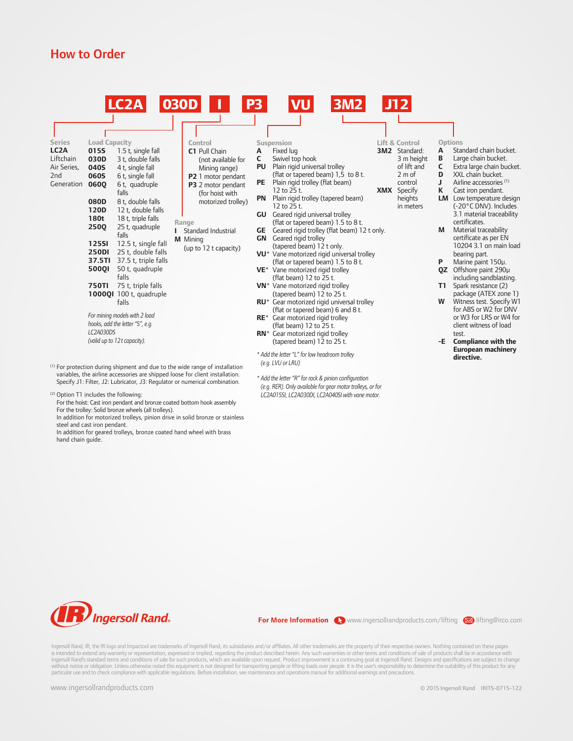## How to Order

**LC2A** **030D** **I** **P3** **VU** **3M2** **J12**

### Series

**LC2A**
Liftchain Air Series, 2nd Generation

### Load Capacity

| | |
|---|---|
| **015S** | 1.5 t, single fall |
| **030D** | 3 t, double falls |
| **040S** | 4 t, single fall |
| **060S** | 6 t, single fall |
| **060Q** | 6 t, quadruple falls |
| **080D** | 8 t, double falls |
| **120D** | 12 t, double falls |
| **180t** | 18 t, triple falls |
| **250Q** | 25 t, quadruple falls |
| **125SI** | 12.5 t, single fall |
| **250DI** | 25 t, double falls |
| **37.5TI** | 37.5 t, triple falls |
| **500QI** | 50 t, quadruple falls |
| **750TI** | 75 t, triple falls |
| **1000QI** | 100 t, quadruple falls |

*For mining models with 2 load hooks, add the letter "S", e.g. LC2A030DS (valid up to 12 t capacity).*

### Control

| | |
|---|---|
| **C1** | Pull Chain (not available for Mining range) |
| **P2** | 1 motor pendant |
| **P3** | 2 motor pendant (for hoist with motorized trolley) |

### Range

| | |
|---|---|
| **I** | Standard Industrial |
| **M** | Mining (up to 12 t capacity) |

### Suspension

| | |
|---|---|
| **A** | Fixed lug |
| **C** | Swivel top hook |
| **PU** | Plain rigid universal trolley (flat or tapered beam) 1,5 to 8 t. |
| **PE** | Plain rigid trolley (flat beam) 12 to 25 t. |
| **PN** | Plain rigid trolley (tapered beam) 12 to 25 t. |
| **GU** | Geared rigid universal trolley (flat or tapered beam) 1.5 to 8 t. |
| **GE** | Geared rigid trolley (flat beam) 12 t only. |
| **GN** | Geared rigid trolley (tapered beam) 12 t only. |
| **VU*** | Vane motorized rigid universal trolley (flat or tapered beam) 1.5 to 8 t. |
| **VE*** | Vane motorized rigid trolley (flat beam) 12 to 25 t. |
| **VN*** | Vane motorized rigid trolley (tapered beam) 12 to 25 t. |
| **RU*** | Gear motorized rigid universal trolley (flat or tapered beam) 6 and 8 t. |
| **RE*** | Gear motorized rigid trolley (flat beam) 12 to 25 t. |
| **RN*** | Gear motorized rigid trolley (tapered beam) 12 to 25 t. |

*\* Add the letter "L" for low headroom trolley (e.g. LVU or LRU)*

*\* Add the letter "R" for rack & pinion configuration (e.g. RER). Only available for gear motor trolleys, or for LC2A015SI, LC2A030DI, LC2A040SI with vane motor.*

### Lift & Control

| | |
|---|---|
| **3M2** | Standard: 3 m height of lift and 2 m of control |
| **XMX** | Specify heights in meters |

### Options

| | |
|---|---|
| **A** | Standard chain bucket. |
| **B** | Large chain bucket. |
| **C** | Extra large chain bucket. |
| **D** | XXL chain bucket. |
| **J** | Airline accessories [1] |
| **K** | Cast iron pendant. |
| **LM** | Low temperature design (-20°C DNV). Includes 3.1 material traceability certificates. |
| **M** | Material traceability certificate as per EN 10204 3.1 on main load bearing part. |
| **P** | Marine paint 150µ. |
| **QZ** | Offshore paint 290µ including sandblasting. |
| **T1** | Spark resistance (2) package (ATEX zone 1) |
| **W** | Witness test. Specify W1 for ABS or W2 for DNV or W3 for LRS or W4 for client witness of load test. |
| **-E** | **Compliance with the European machinery directive.** |

[1] For protection during shipment and due to the wide range of installation variables, the airline accessories are shipped loose for client installation. Specify J1: Filter, J2: Lubricator, J3: Regulator or numerical combination.

[2] Option T1 includes the following:
For the hoist: Cast iron pendant and bronze coated bottom hook assembly
For the trolley: Solid bronze wheels (all trolleys).
In addition for motorized trolleys, pinion drive in solid bronze or stainless steel and cast iron pendant.
In addition for geared trolleys, bronze coated hand wheel with brass hand chain guide.

Ingersoll Rand

**For More Information** www.ingersollrandproducts.com/lifting lifting@irco.com

Ingersoll Rand, IR, the IR logo and Impactool are trademarks of Ingersoll Rand, its subsidiaries and/or affiliates. All other trademarks are the property of their respective owners. Nothing contained on these pages is intended to extend any warranty or representation, expressed or implied, regarding the product described herein. Any such warranties or other terms and conditions of sale of products shall be in accordance with Ingersoll Rand's standard terms and conditions of sale for such products, which are available upon request. Product improvement is a continuing goal at Ingersoll Rand. Designs and specifications are subject to change without notice or obligation. Unless otherwise noted this equipment is not designed for transporting people or lifting loads over people. It is the user's responsibility to determine the suitability of this product for any particular use and to check compliance with applicable regulations. Before installation, see maintenance and operations manual for additional warnings and precautions.

www.ingersollrandproducts.com

© 2015 Ingersoll Rand IRITS-0715-122